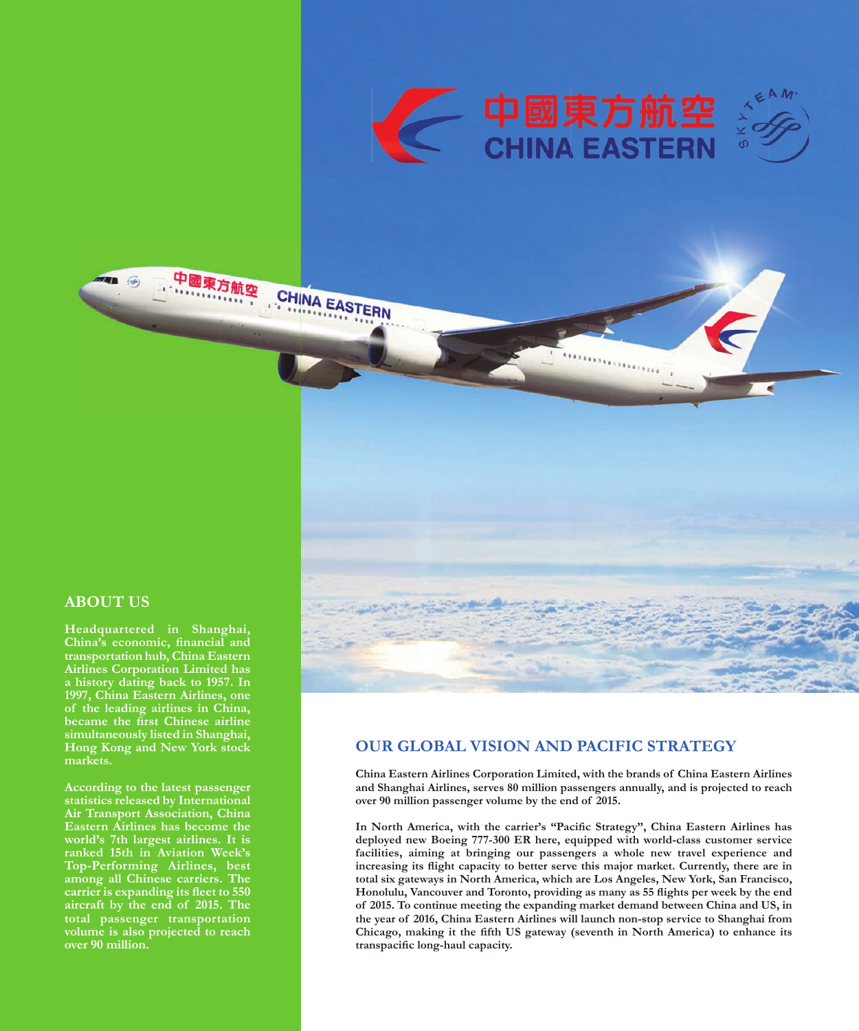中國東方航空
CHINA EASTERN

## ABOUT US

**Headquartered in Shanghai, China's economic, financial and transportation hub, China Eastern Airlines Corporation Limited has a history dating back to 1957. In 1997, China Eastern Airlines, one of the leading airlines in China, became the first Chinese airline simultaneously listed in Shanghai, Hong Kong and New York stock markets.**

**According to the latest passenger statistics released by International Air Transport Association, China Eastern Airlines has become the world's 7th largest airlines. It is ranked 15th in Aviation Week's Top-Performing Airlines, best among all Chinese carriers. The carrier is expanding its fleet to 550 aircraft by the end of 2015. The total passenger transportation volume is also projected to reach over 90 million.**

## OUR GLOBAL VISION AND PACIFIC STRATEGY

**China Eastern Airlines Corporation Limited, with the brands of China Eastern Airlines and Shanghai Airlines, serves 80 million passengers annually, and is projected to reach over 90 million passenger volume by the end of 2015.**

**In North America, with the carrier's "Pacific Strategy", China Eastern Airlines has deployed new Boeing 777-300 ER here, equipped with world-class customer service facilities, aiming at bringing our passengers a whole new travel experience and increasing its flight capacity to better serve this major market. Currently, there are in total six gateways in North America, which are Los Angeles, New York, San Francisco, Honolulu, Vancouver and Toronto, providing as many as 55 flights per week by the end of 2015. To continue meeting the expanding market demand between China and US, in the year of 2016, China Eastern Airlines will launch non-stop service to Shanghai from Chicago, making it the fifth US gateway (seventh in North America) to enhance its transpacific long-haul capacity.**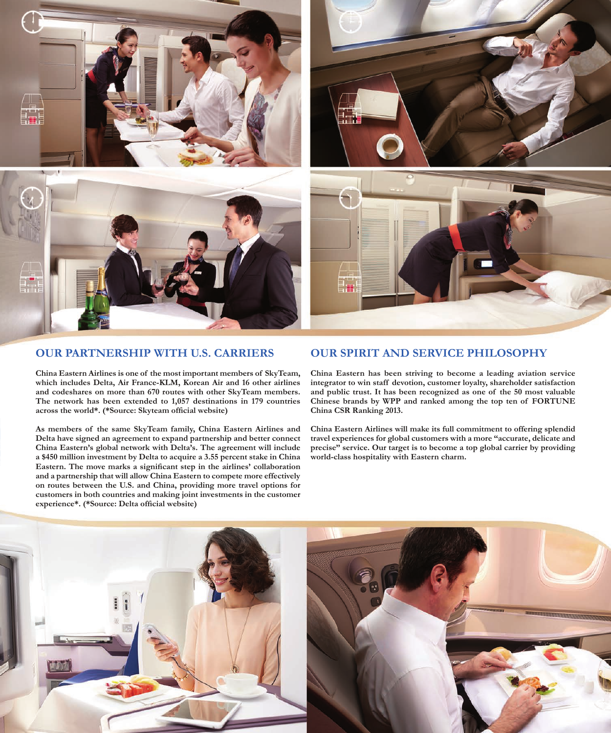## OUR PARTNERSHIP WITH U.S. CARRIERS

**China Eastern Airlines is one of the most important members of SkyTeam, which includes Delta, Air France-KLM, Korean Air and 16 other airlines and codeshares on more than 670 routes with other SkyTeam members. The network has been extended to 1,057 destinations in 179 countries across the world\*. (\*Source: Skyteam official website)**

**As members of the same SkyTeam family, China Eastern Airlines and Delta have signed an agreement to expand partnership and better connect China Eastern's global network with Delta's. The agreement will include a $450 million investment by Delta to acquire a 3.55 percent stake in China Eastern. The move marks a significant step in the airlines' collaboration and a partnership that will allow China Eastern to compete more effectively on routes between the U.S. and China, providing more travel options for customers in both countries and making joint investments in the customer experience\*. (\*Source: Delta official website)**

## OUR SPIRIT AND SERVICE PHILOSOPHY

**China Eastern has been striving to become a leading aviation service integrator to win staff devotion, customer loyalty, shareholder satisfaction and public trust. It has been recognized as one of the 50 most valuable Chinese brands by WPP and ranked among the top ten of FORTUNE China CSR Ranking 2013.**

**China Eastern Airlines will make its full commitment to offering splendid travel experiences for global customers with a more "accurate, delicate and precise" service. Our target is to become a top global carrier by providing world-class hospitality with Eastern charm.**